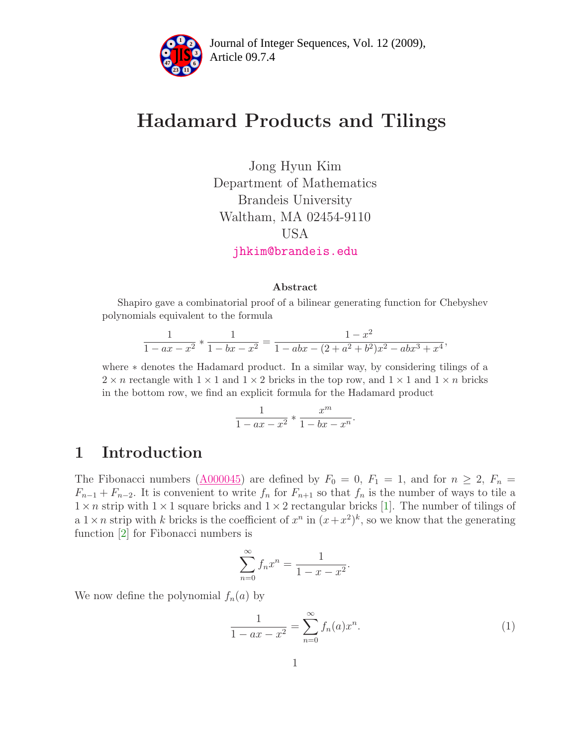# Hadamard Products and Tilings

Jong Hyun Kim
Department of Mathematics
Brandeis University
Waltham, MA 02454-9110
USA
jhkim@brandeis.edu

### Abstract

Shapiro gave a combinatorial proof of a bilinear generating function for Chebyshev polynomials equivalent to the formula

$$\frac{1}{1-ax-x^2} * \frac{1}{1-bx-x^2} = \frac{1-x^2}{1-abx-(2+a^2+b^2)x^2-abx^3+x^4},$$

where $*$ denotes the Hadamard product. In a similar way, by considering tilings of a $2 \times n$ rectangle with $1 \times 1$ and $1 \times 2$ bricks in the top row, and $1 \times 1$ and $1 \times n$ bricks in the bottom row, we find an explicit formula for the Hadamard product

$$\frac{1}{1-ax-x^2} * \frac{x^m}{1-bx-x^n}.$$

## 1 Introduction

The Fibonacci numbers (A000045) are defined by $F_0 = 0$, $F_1 = 1$, and for $n \geq 2$, $F_n = F_{n-1} + F_{n-2}$. It is convenient to write $f_n$ for $F_{n+1}$ so that $f_n$ is the number of ways to tile a $1 \times n$ strip with $1 \times 1$ square bricks and $1 \times 2$ rectangular bricks [1]. The number of tilings of a $1 \times n$ strip with $k$ bricks is the coefficient of $x^n$ in $(x+x^2)^k$, so we know that the generating function [2] for Fibonacci numbers is

$$\sum_{n=0}^{\infty} f_n x^n = \frac{1}{1-x-x^2}.$$

We now define the polynomial $f_n(a)$ by

$$\frac{1}{1-ax-x^2} = \sum_{n=0}^{\infty} f_n(a) x^n. \tag{1}$$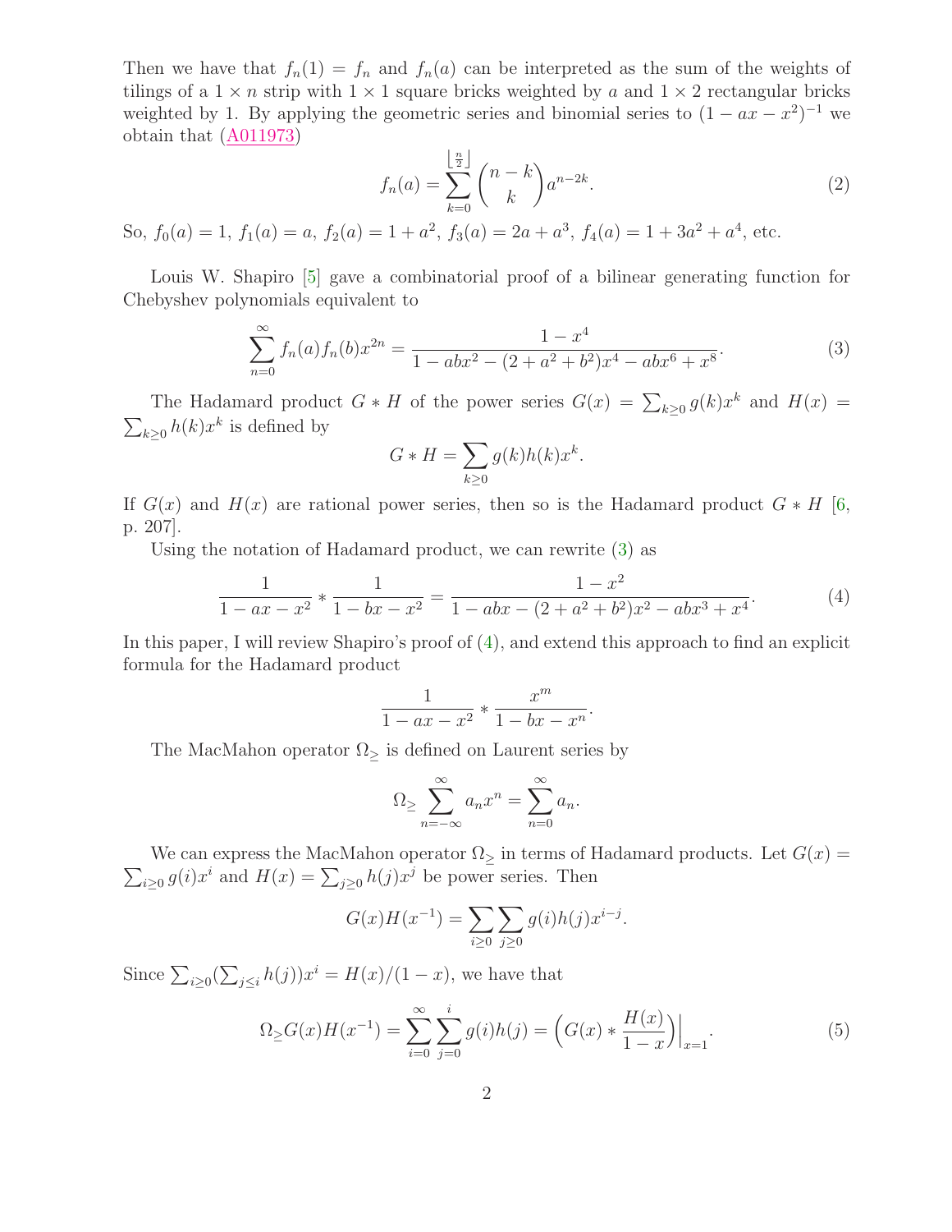Then we have that $f_n(1) = f_n$ and $f_n(a)$ can be interpreted as the sum of the weights of tilings of a $1 \times n$ strip with $1 \times 1$ square bricks weighted by $a$ and $1 \times 2$ rectangular bricks weighted by 1. By applying the geometric series and binomial series to $(1 - ax - x^2)^{-1}$ we obtain that (A011973)

$$f_n(a) = \sum_{k=0}^{\lfloor \frac{n}{2} \rfloor} \binom{n-k}{k} a^{n-2k}. \tag{2}$$

So, $f_0(a) = 1$, $f_1(a) = a$, $f_2(a) = 1 + a^2$, $f_3(a) = 2a + a^3$, $f_4(a) = 1 + 3a^2 + a^4$, etc.

Louis W. Shapiro [5] gave a combinatorial proof of a bilinear generating function for Chebyshev polynomials equivalent to

$$\sum_{n=0}^{\infty} f_n(a) f_n(b) x^{2n} = \frac{1 - x^4}{1 - abx^2 - (2 + a^2 + b^2)x^4 - abx^6 + x^8}. \tag{3}$$

The Hadamard product $G * H$ of the power series $G(x) = \sum_{k \geq 0} g(k)x^k$ and $H(x) = \sum_{k \geq 0} h(k)x^k$ is defined by

$$G * H = \sum_{k \geq 0} g(k)h(k)x^k.$$

If $G(x)$ and $H(x)$ are rational power series, then so is the Hadamard product $G * H$ [6, p. 207].

Using the notation of Hadamard product, we can rewrite (3) as

$$\frac{1}{1 - ax - x^2} * \frac{1}{1 - bx - x^2} = \frac{1 - x^2}{1 - abx - (2 + a^2 + b^2)x^2 - abx^3 + x^4}. \tag{4}$$

In this paper, I will review Shapiro's proof of (4), and extend this approach to find an explicit formula for the Hadamard product

$$\frac{1}{1 - ax - x^2} * \frac{x^m}{1 - bx - x^n}.$$

The MacMahon operator $\Omega_{\geq}$ is defined on Laurent series by

$$\Omega_{\geq} \sum_{n=-\infty}^{\infty} a_n x^n = \sum_{n=0}^{\infty} a_n.$$

We can express the MacMahon operator $\Omega_{\geq}$ in terms of Hadamard products. Let $G(x) = \sum_{i \geq 0} g(i)x^i$ and $H(x) = \sum_{j \geq 0} h(j)x^j$ be power series. Then

$$G(x)H(x^{-1}) = \sum_{i \geq 0} \sum_{j \geq 0} g(i)h(j)x^{i-j}.$$

Since $\sum_{i \geq 0}(\sum_{j \leq i} h(j))x^i = H(x)/(1 - x)$, we have that

$$\Omega_{\geq} G(x)H(x^{-1}) = \sum_{i=0}^{\infty} \sum_{j=0}^{i} g(i)h(j) = \left(G(x) * \frac{H(x)}{1 - x}\right)\Big|_{x=1}. \tag{5}$$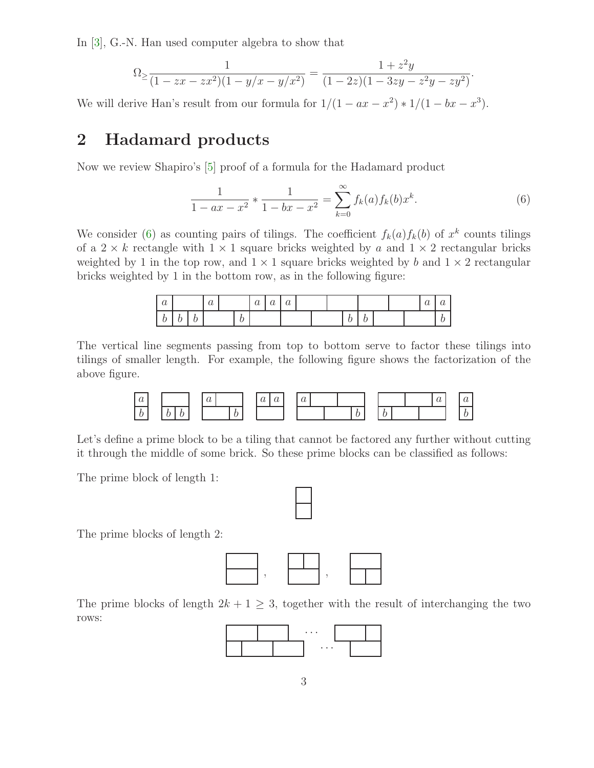In [3], G.-N. Han used computer algebra to show that

$$\Omega_{\geq} \frac{1}{(1-zx-zx^2)(1-y/x-y/x^2)} = \frac{1+z^2y}{(1-2z)(1-3zy-z^2y-zy^2)}.$$

We will derive Han's result from our formula for $1/(1-ax-x^2) * 1/(1-bx-x^3)$.

## 2 Hadamard products

Now we review Shapiro's [5] proof of a formula for the Hadamard product

$$\frac{1}{1-ax-x^2} * \frac{1}{1-bx-x^2} = \sum_{k=0}^{\infty} f_k(a) f_k(b) x^k. \tag{6}$$

We consider (6) as counting pairs of tilings. The coefficient $f_k(a)f_k(b)$ of $x^k$ counts tilings of a $2 \times k$ rectangle with $1 \times 1$ square bricks weighted by $a$ and $1 \times 2$ rectangular bricks weighted by 1 in the top row, and $1 \times 1$ square bricks weighted by $b$ and $1 \times 2$ rectangular bricks weighted by 1 in the bottom row, as in the following figure:

The vertical line segments passing from top to bottom serve to factor these tilings into tilings of smaller length. For example, the following figure shows the factorization of the above figure.

Let's define a prime block to be a tiling that cannot be factored any further without cutting it through the middle of some brick. So these prime blocks can be classified as follows:

The prime block of length 1:

The prime blocks of length 2:

The prime blocks of length $2k+1 \geq 3$, together with the result of interchanging the two rows: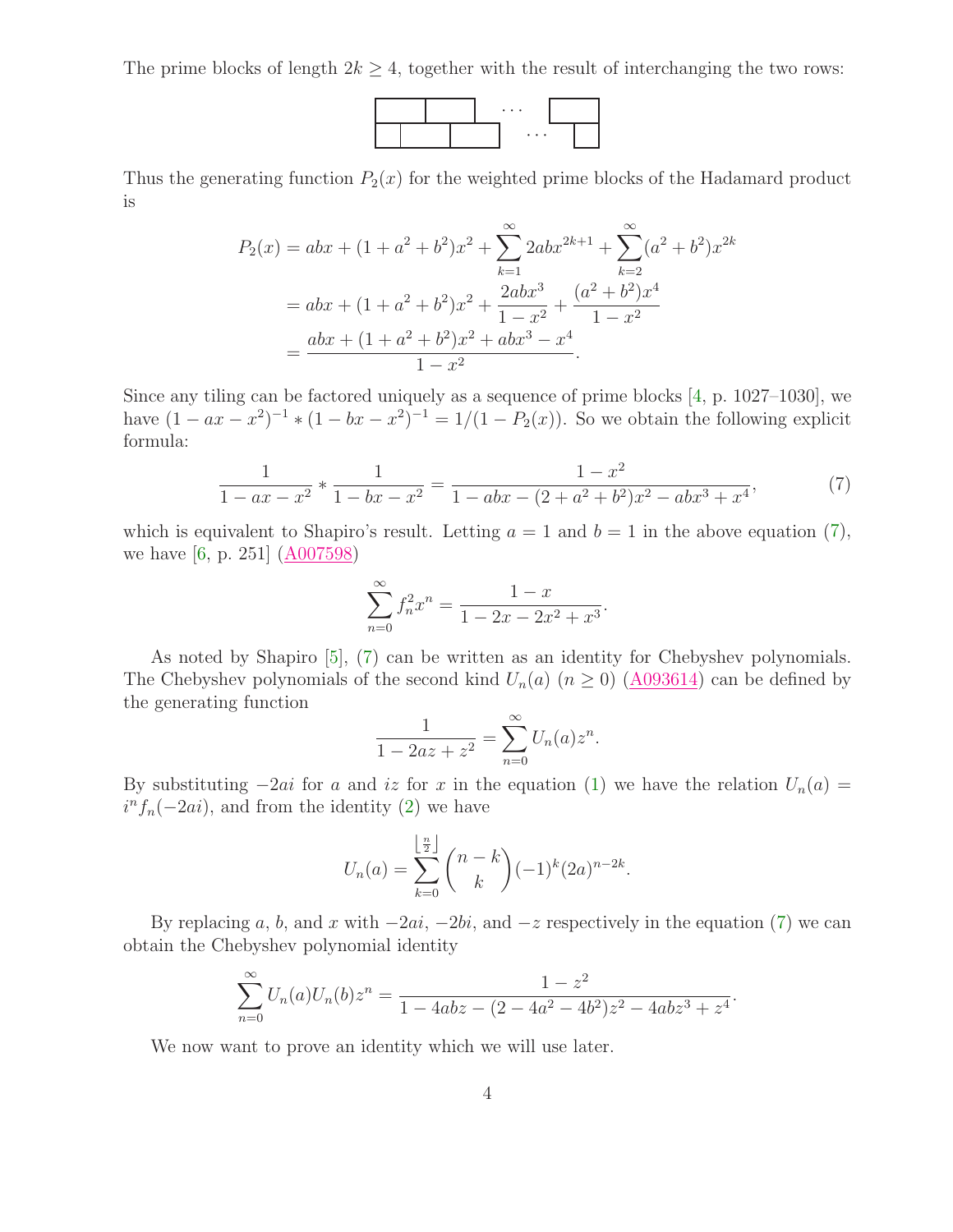The prime blocks of length $2k \geq 4$, together with the result of interchanging the two rows:

Thus the generating function $P_2(x)$ for the weighted prime blocks of the Hadamard product is

$$
\begin{aligned}
P_2(x) &= abx + (1 + a^2 + b^2)x^2 + \sum_{k=1}^{\infty} 2abx^{2k+1} + \sum_{k=2}^{\infty}(a^2+b^2)x^{2k} \\
&= abx + (1 + a^2 + b^2)x^2 + \frac{2abx^3}{1-x^2} + \frac{(a^2+b^2)x^4}{1-x^2} \\
&= \frac{abx + (1 + a^2 + b^2)x^2 + abx^3 - x^4}{1-x^2}.
\end{aligned}
$$

Since any tiling can be factored uniquely as a sequence of prime blocks [4, p. 1027–1030], we have $(1 - ax - x^2)^{-1} * (1 - bx - x^2)^{-1} = 1/(1 - P_2(x))$. So we obtain the following explicit formula:

$$
\frac{1}{1 - ax - x^2} * \frac{1}{1 - bx - x^2} = \frac{1 - x^2}{1 - abx - (2 + a^2 + b^2)x^2 - abx^3 + x^4}, \tag{7}
$$

which is equivalent to Shapiro's result. Letting $a = 1$ and $b = 1$ in the above equation (7), we have [6, p. 251] (A007598)

$$
\sum_{n=0}^{\infty} f_n^2 x^n = \frac{1 - x}{1 - 2x - 2x^2 + x^3}.
$$

As noted by Shapiro [5], (7) can be written as an identity for Chebyshev polynomials. The Chebyshev polynomials of the second kind $U_n(a)$ $(n \geq 0)$ (A093614) can be defined by the generating function

$$
\frac{1}{1 - 2az + z^2} = \sum_{n=0}^{\infty} U_n(a) z^n.
$$

By substituting $-2ai$ for $a$ and $iz$ for $x$ in the equation (1) we have the relation $U_n(a) = i^n f_n(-2ai)$, and from the identity (2) we have

$$
U_n(a) = \sum_{k=0}^{\lfloor \frac{n}{2} \rfloor} \binom{n-k}{k} (-1)^k (2a)^{n-2k}.
$$

By replacing $a$, $b$, and $x$ with $-2ai$, $-2bi$, and $-z$ respectively in the equation (7) we can obtain the Chebyshev polynomial identity

$$
\sum_{n=0}^{\infty} U_n(a) U_n(b) z^n = \frac{1 - z^2}{1 - 4abz - (2 - 4a^2 - 4b^2)z^2 - 4abz^3 + z^4}.
$$

We now want to prove an identity which we will use later.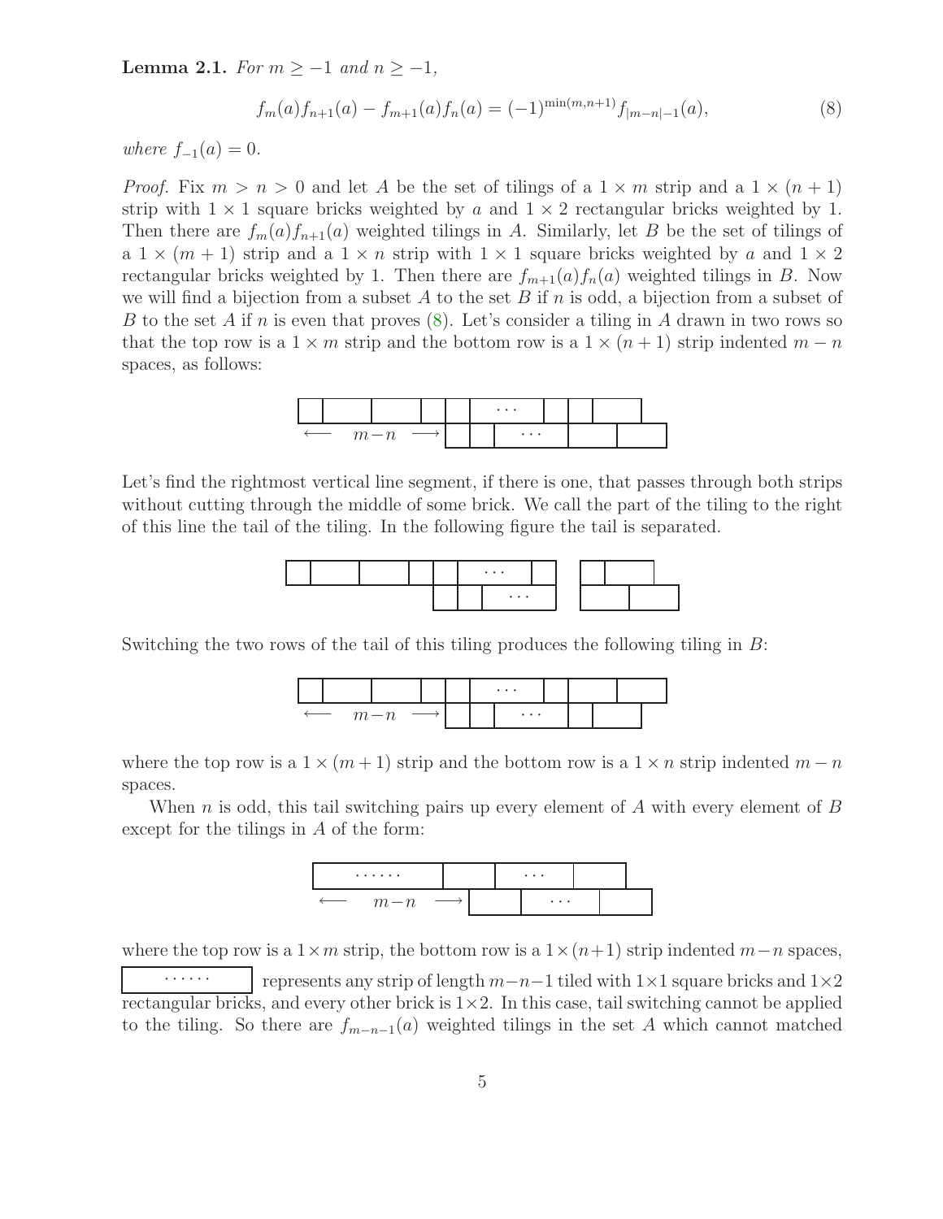**Lemma 2.1.** *For $m \geq -1$ and $n \geq -1$,*

$$f_m(a)f_{n+1}(a) - f_{m+1}(a)f_n(a) = (-1)^{\min(m,n+1)} f_{|m-n|-1}(a), \tag{8}$$

*where $f_{-1}(a) = 0$.*

*Proof.* Fix $m > n > 0$ and let $A$ be the set of tilings of a $1 \times m$ strip and a $1 \times (n+1)$ strip with $1 \times 1$ square bricks weighted by $a$ and $1 \times 2$ rectangular bricks weighted by 1. Then there are $f_m(a)f_{n+1}(a)$ weighted tilings in $A$. Similarly, let $B$ be the set of tilings of a $1 \times (m+1)$ strip and a $1 \times n$ strip with $1 \times 1$ square bricks weighted by $a$ and $1 \times 2$ rectangular bricks weighted by 1. Then there are $f_{m+1}(a)f_n(a)$ weighted tilings in $B$. Now we will find a bijection from a subset $A$ to the set $B$ if $n$ is odd, a bijection from a subset of $B$ to the set $A$ if $n$ is even that proves (8). Let's consider a tiling in $A$ drawn in two rows so that the top row is a $1 \times m$ strip and the bottom row is a $1 \times (n+1)$ strip indented $m - n$ spaces, as follows:

Let's find the rightmost vertical line segment, if there is one, that passes through both strips without cutting through the middle of some brick. We call the part of the tiling to the right of this line the tail of the tiling. In the following figure the tail is separated.

Switching the two rows of the tail of this tiling produces the following tiling in $B$:

where the top row is a $1 \times (m+1)$ strip and the bottom row is a $1 \times n$ strip indented $m - n$ spaces.

When $n$ is odd, this tail switching pairs up every element of $A$ with every element of $B$ except for the tilings in $A$ of the form:

where the top row is a $1 \times m$ strip, the bottom row is a $1 \times (n+1)$ strip indented $m-n$ spaces, [ $\cdots\cdots$ ] represents any strip of length $m-n-1$ tiled with $1 \times 1$ square bricks and $1 \times 2$ rectangular bricks, and every other brick is $1 \times 2$. In this case, tail switching cannot be applied to the tiling. So there are $f_{m-n-1}(a)$ weighted tilings in the set $A$ which cannot matched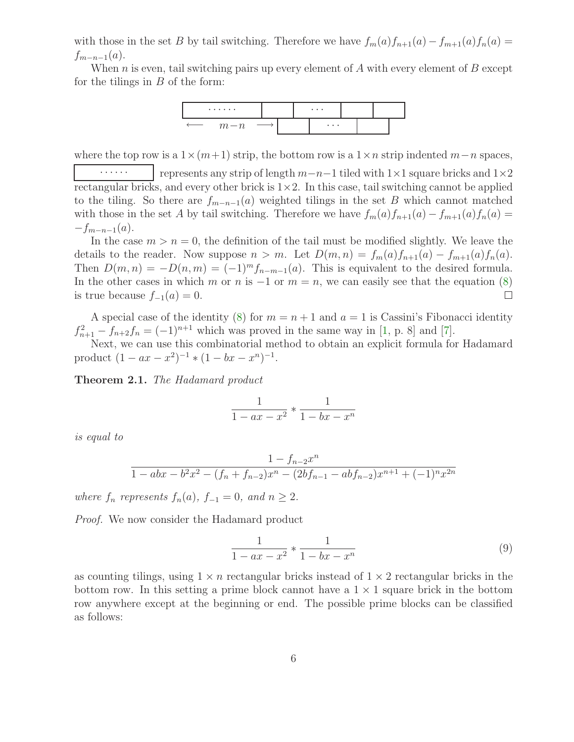with those in the set $B$ by tail switching. Therefore we have $f_m(a)f_{n+1}(a) - f_{m+1}(a)f_n(a) = f_{m-n-1}(a)$.

When $n$ is even, tail switching pairs up every element of $A$ with every element of $B$ except for the tilings in $B$ of the form:

$$\begin{array}{l} \boxed{\quad\cdots\cdots\quad}\boxed{\phantom{xx}}\boxed{\quad\cdots\quad}\boxed{\phantom{xx}}\boxed{\phantom{xx}} \\ \longleftarrow \quad m-n \quad \longrightarrow \boxed{\phantom{xx}}\boxed{\quad\cdots\quad}\boxed{\phantom{xx}} \end{array}$$

where the top row is a $1\times(m+1)$ strip, the bottom row is a $1\times n$ strip indented $m-n$ spaces, $\boxed{\quad\cdots\cdots\quad}$ represents any strip of length $m-n-1$ tiled with $1\times1$ square bricks and $1\times2$ rectangular bricks, and every other brick is $1\times2$. In this case, tail switching cannot be applied to the tiling. So there are $f_{m-n-1}(a)$ weighted tilings in the set $B$ which cannot matched with those in the set $A$ by tail switching. Therefore we have $f_m(a)f_{n+1}(a) - f_{m+1}(a)f_n(a) = -f_{m-n-1}(a)$.

In the case $m > n = 0$, the definition of the tail must be modified slightly. We leave the details to the reader. Now suppose $n > m$. Let $D(m,n) = f_m(a)f_{n+1}(a) - f_{m+1}(a)f_n(a)$. Then $D(m,n) = -D(n,m) = (-1)^m f_{n-m-1}(a)$. This is equivalent to the desired formula. In the other cases in which $m$ or $n$ is $-1$ or $m = n$, we can easily see that the equation (8) is true because $f_{-1}(a) = 0$. □

A special case of the identity (8) for $m = n+1$ and $a = 1$ is Cassini's Fibonacci identity $f_{n+1}^2 - f_{n+2}f_n = (-1)^{n+1}$ which was proved in the same way in [1, p. 8] and [7].

Next, we can use this combinatorial method to obtain an explicit formula for Hadamard product $(1 - ax - x^2)^{-1} * (1 - bx - x^n)^{-1}$.

**Theorem 2.1.** *The Hadamard product*

$$\frac{1}{1 - ax - x^2} * \frac{1}{1 - bx - x^n}$$

*is equal to*

$$\frac{1 - f_{n-2}x^n}{1 - abx - b^2x^2 - (f_n + f_{n-2})x^n - (2bf_{n-1} - abf_{n-2})x^{n+1} + (-1)^n x^{2n}}$$

*where $f_n$ represents $f_n(a)$, $f_{-1} = 0$, and $n \geq 2$.*

*Proof.* We now consider the Hadamard product

$$\frac{1}{1 - ax - x^2} * \frac{1}{1 - bx - x^n} \tag{9}$$

as counting tilings, using $1 \times n$ rectangular bricks instead of $1 \times 2$ rectangular bricks in the bottom row. In this setting a prime block cannot have a $1 \times 1$ square brick in the bottom row anywhere except at the beginning or end. The possible prime blocks can be classified as follows: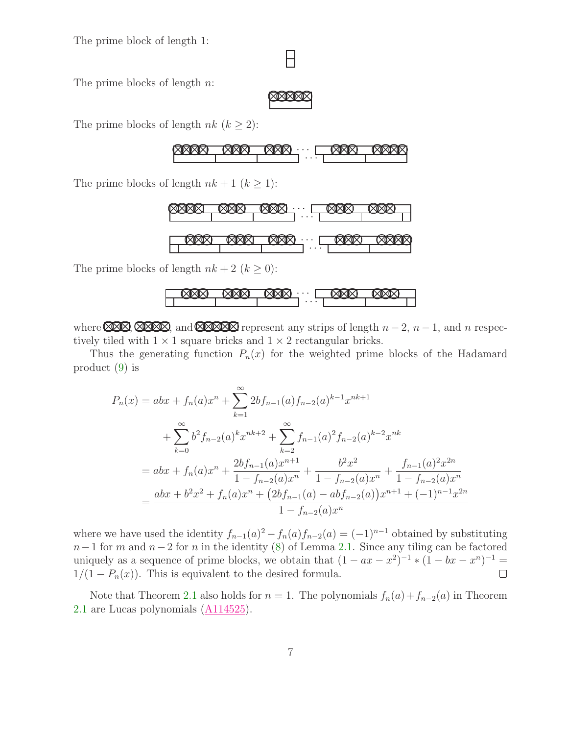The prime block of length 1:

The prime blocks of length $n$:

The prime blocks of length $nk$ ($k \geq 2$):

The prime blocks of length $nk+1$ ($k \geq 1$):

The prime blocks of length $nk+2$ ($k \geq 0$):

where , , and  represent any strips of length $n-2$, $n-1$, and $n$ respectively tiled with $1 \times 1$ square bricks and $1 \times 2$ rectangular bricks.

Thus the generating function $P_n(x)$ for the weighted prime blocks of the Hadamard product (9) is

$$
\begin{aligned}
P_n(x) &= abx + f_n(a)x^n + \sum_{k=1}^{\infty} 2bf_{n-1}(a)f_{n-2}(a)^{k-1}x^{nk+1} \\
&\quad + \sum_{k=0}^{\infty} b^2 f_{n-2}(a)^k x^{nk+2} + \sum_{k=2}^{\infty} f_{n-1}(a)^2 f_{n-2}(a)^{k-2} x^{nk} \\
&= abx + f_n(a)x^n + \frac{2bf_{n-1}(a)x^{n+1}}{1 - f_{n-2}(a)x^n} + \frac{b^2x^2}{1 - f_{n-2}(a)x^n} + \frac{f_{n-1}(a)^2 x^{2n}}{1 - f_{n-2}(a)x^n} \\
&= \frac{abx + b^2x^2 + f_n(a)x^n + \big(2bf_{n-1}(a) - abf_{n-2}(a)\big)x^{n+1} + (-1)^{n-1}x^{2n}}{1 - f_{n-2}(a)x^n}
\end{aligned}
$$

where we have used the identity $f_{n-1}(a)^2 - f_n(a)f_{n-2}(a) = (-1)^{n-1}$ obtained by substituting $n-1$ for $m$ and $n-2$ for $n$ in the identity (8) of Lemma 2.1. Since any tiling can be factored uniquely as a sequence of prime blocks, we obtain that $(1-ax-x^2)^{-1} * (1-bx-x^n)^{-1} = 1/(1-P_n(x))$. This is equivalent to the desired formula. □

Note that Theorem 2.1 also holds for $n = 1$. The polynomials $f_n(a) + f_{n-2}(a)$ in Theorem 2.1 are Lucas polynomials (A114525).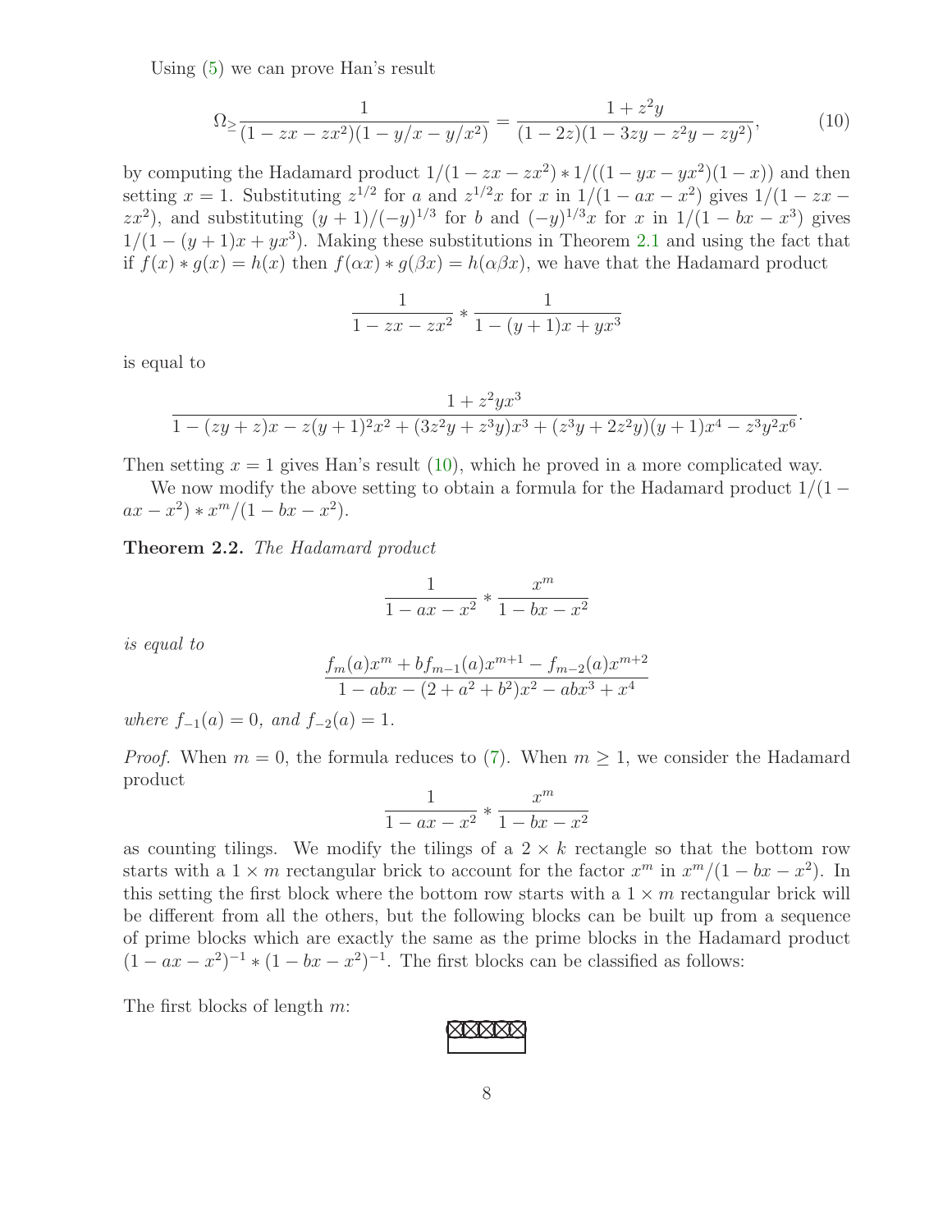Using (5) we can prove Han's result

$$\Omega_{\geq} \frac{1}{(1-zx-zx^2)(1-y/x-y/x^2)} = \frac{1+z^2y}{(1-2z)(1-3zy-z^2y-zy^2)}, \tag{10}$$

by computing the Hadamard product $1/(1-zx-zx^2) * 1/((1-yx-yx^2)(1-x))$ and then setting $x=1$. Substituting $z^{1/2}$ for $a$ and $z^{1/2}x$ for $x$ in $1/(1-ax-x^2)$ gives $1/(1-zx-zx^2)$, and substituting $(y+1)/(-y)^{1/3}$ for $b$ and $(-y)^{1/3}x$ for $x$ in $1/(1-bx-x^3)$ gives $1/(1-(y+1)x+yx^3)$. Making these substitutions in Theorem 2.1 and using the fact that if $f(x)*g(x)=h(x)$ then $f(\alpha x)*g(\beta x)=h(\alpha\beta x)$, we have that the Hadamard product

$$\frac{1}{1-zx-zx^2} * \frac{1}{1-(y+1)x+yx^3}$$

is equal to

$$\frac{1+z^2yx^3}{1-(zy+z)x-z(y+1)^2x^2+(3z^2y+z^3y)x^3+(z^3y+2z^2y)(y+1)x^4-z^3y^2x^6}.$$

Then setting $x=1$ gives Han's result (10), which he proved in a more complicated way.

We now modify the above setting to obtain a formula for the Hadamard product $1/(1-ax-x^2) * x^m/(1-bx-x^2)$.

**Theorem 2.2.** *The Hadamard product*

$$\frac{1}{1-ax-x^2} * \frac{x^m}{1-bx-x^2}$$

*is equal to*

$$\frac{f_m(a)x^m + bf_{m-1}(a)x^{m+1} - f_{m-2}(a)x^{m+2}}{1-abx-(2+a^2+b^2)x^2-abx^3+x^4}$$

*where $f_{-1}(a)=0$, and $f_{-2}(a)=1$.*

*Proof.* When $m=0$, the formula reduces to (7). When $m \geq 1$, we consider the Hadamard product

$$\frac{1}{1-ax-x^2} * \frac{x^m}{1-bx-x^2}$$

as counting tilings. We modify the tilings of a $2 \times k$ rectangle so that the bottom row starts with a $1 \times m$ rectangular brick to account for the factor $x^m$ in $x^m/(1-bx-x^2)$. In this setting the first block where the bottom row starts with a $1 \times m$ rectangular brick will be different from all the others, but the following blocks can be built up from a sequence of prime blocks which are exactly the same as the prime blocks in the Hadamard product $(1-ax-x^2)^{-1} * (1-bx-x^2)^{-1}$. The first blocks can be classified as follows:

The first blocks of length $m$: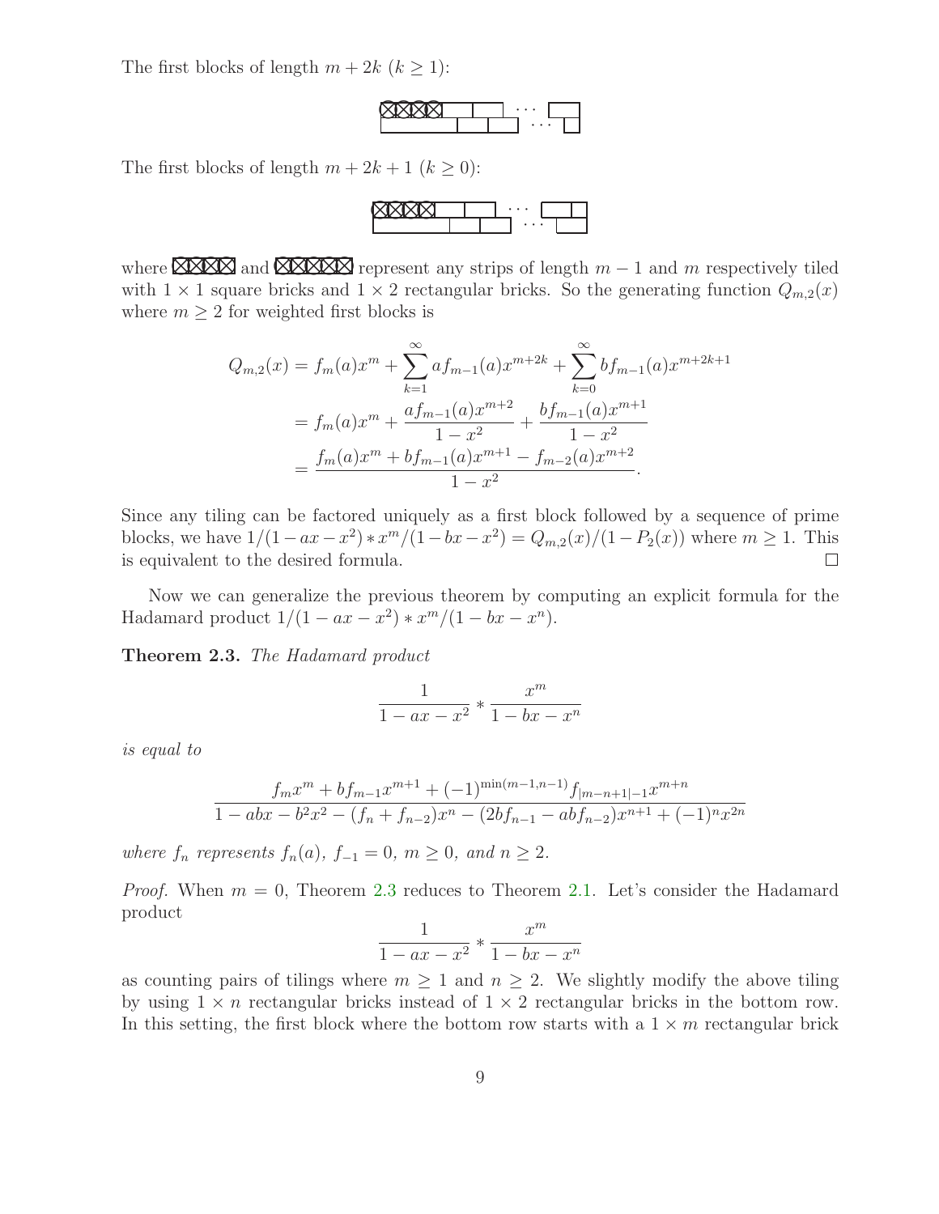The first blocks of length $m + 2k$ ($k \geq 1$):

The first blocks of length $m + 2k + 1$ ($k \geq 0$):

where ⊠⊠⊠⊠ and ⊠⊠⊠⊠⊠ represent any strips of length $m - 1$ and $m$ respectively tiled with $1 \times 1$ square bricks and $1 \times 2$ rectangular bricks. So the generating function $Q_{m,2}(x)$ where $m \geq 2$ for weighted first blocks is

$$
\begin{aligned}
Q_{m,2}(x) &= f_m(a)x^m + \sum_{k=1}^{\infty} af_{m-1}(a)x^{m+2k} + \sum_{k=0}^{\infty} bf_{m-1}(a)x^{m+2k+1} \\
&= f_m(a)x^m + \frac{af_{m-1}(a)x^{m+2}}{1-x^2} + \frac{bf_{m-1}(a)x^{m+1}}{1-x^2} \\
&= \frac{f_m(a)x^m + bf_{m-1}(a)x^{m+1} - f_{m-2}(a)x^{m+2}}{1-x^2}.
\end{aligned}
$$

Since any tiling can be factored uniquely as a first block followed by a sequence of prime blocks, we have $1/(1-ax-x^2) * x^m/(1-bx-x^2) = Q_{m,2}(x)/(1-P_2(x))$ where $m \geq 1$. This is equivalent to the desired formula. □

Now we can generalize the previous theorem by computing an explicit formula for the Hadamard product $1/(1-ax-x^2) * x^m/(1-bx-x^n)$.

**Theorem 2.3.** *The Hadamard product*

$$\frac{1}{1-ax-x^2} * \frac{x^m}{1-bx-x^n}$$

*is equal to*

$$\frac{f_m x^m + bf_{m-1}x^{m+1} + (-1)^{\min(m-1,n-1)} f_{|m-n+1|-1} x^{m+n}}{1 - abx - b^2x^2 - (f_n + f_{n-2})x^n - (2bf_{n-1} - abf_{n-2})x^{n+1} + (-1)^n x^{2n}}$$

*where $f_n$ represents $f_n(a)$, $f_{-1} = 0$, $m \geq 0$, and $n \geq 2$.*

*Proof.* When $m = 0$, Theorem 2.3 reduces to Theorem 2.1. Let's consider the Hadamard product

$$\frac{1}{1-ax-x^2} * \frac{x^m}{1-bx-x^n}$$

as counting pairs of tilings where $m \geq 1$ and $n \geq 2$. We slightly modify the above tiling by using $1 \times n$ rectangular bricks instead of $1 \times 2$ rectangular bricks in the bottom row. In this setting, the first block where the bottom row starts with a $1 \times m$ rectangular brick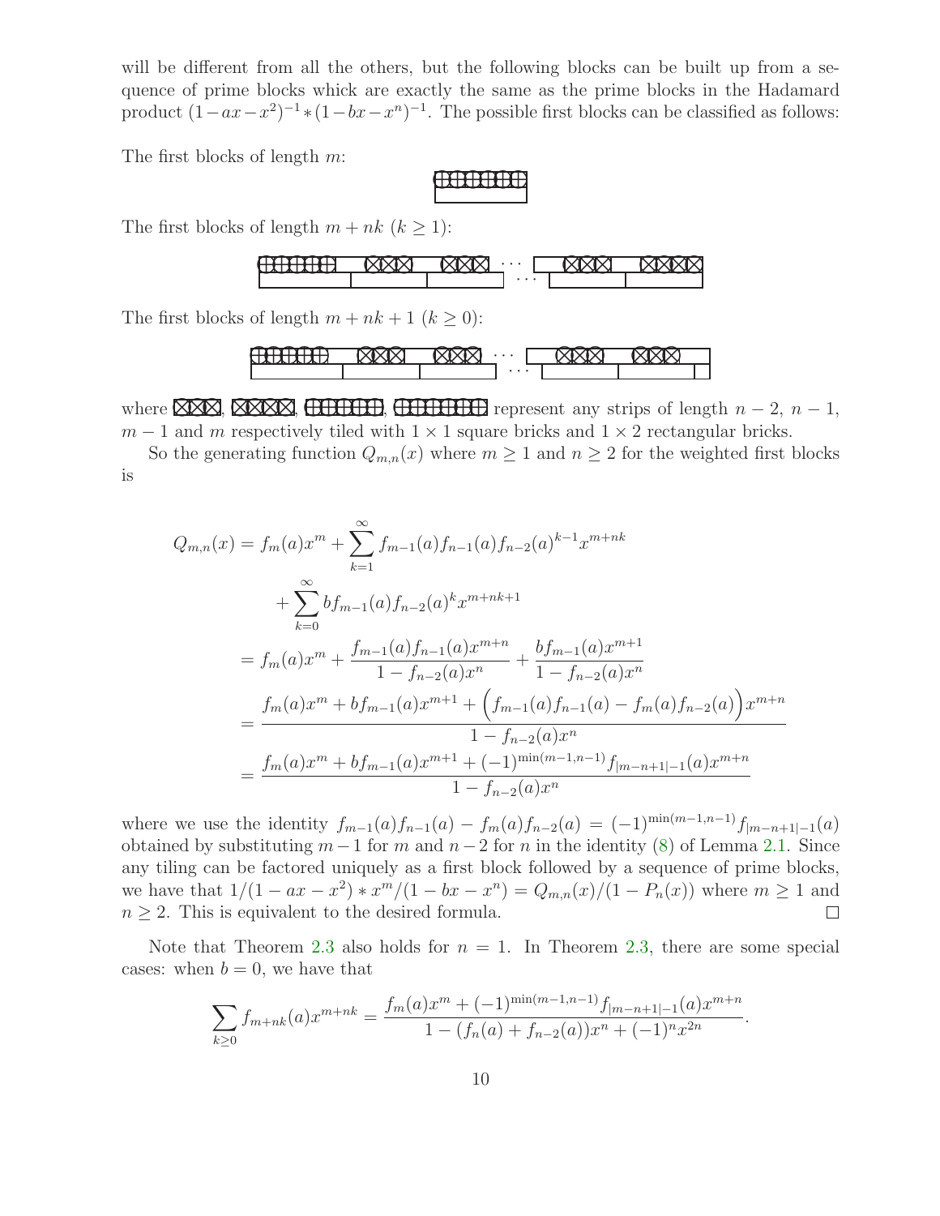will be different from all the others, but the following blocks can be built up from a sequence of prime blocks which are exactly the same as the prime blocks in the Hadamard product $(1-ax-x^2)^{-1} * (1-bx-x^n)^{-1}$. The possible first blocks can be classified as follows:

The first blocks of length $m$:

The first blocks of length $m + nk$ $(k \geq 1)$:

The first blocks of length $m + nk + 1$ $(k \geq 0)$:

where the four strip symbols shown represent any strips of length $n-2$, $n-1$, $m-1$ and $m$ respectively tiled with $1 \times 1$ square bricks and $1 \times 2$ rectangular bricks.

So the generating function $Q_{m,n}(x)$ where $m \geq 1$ and $n \geq 2$ for the weighted first blocks is

$$
\begin{aligned}
Q_{m,n}(x) &= f_m(a)x^m + \sum_{k=1}^{\infty} f_{m-1}(a)f_{n-1}(a)f_{n-2}(a)^{k-1}x^{m+nk} \\
&\quad + \sum_{k=0}^{\infty} bf_{m-1}(a)f_{n-2}(a)^k x^{m+nk+1} \\
&= f_m(a)x^m + \frac{f_{m-1}(a)f_{n-1}(a)x^{m+n}}{1-f_{n-2}(a)x^n} + \frac{bf_{m-1}(a)x^{m+1}}{1-f_{n-2}(a)x^n} \\
&= \frac{f_m(a)x^m + bf_{m-1}(a)x^{m+1} + \Big(f_{m-1}(a)f_{n-1}(a) - f_m(a)f_{n-2}(a)\Big)x^{m+n}}{1-f_{n-2}(a)x^n} \\
&= \frac{f_m(a)x^m + bf_{m-1}(a)x^{m+1} + (-1)^{\min(m-1,n-1)}f_{|m-n+1|-1}(a)x^{m+n}}{1-f_{n-2}(a)x^n}
\end{aligned}
$$

where we use the identity $f_{m-1}(a)f_{n-1}(a) - f_m(a)f_{n-2}(a) = (-1)^{\min(m-1,n-1)}f_{|m-n+1|-1}(a)$ obtained by substituting $m-1$ for $m$ and $n-2$ for $n$ in the identity (8) of Lemma 2.1. Since any tiling can be factored uniquely as a first block followed by a sequence of prime blocks, we have that $1/(1-ax-x^2) * x^m/(1-bx-x^n) = Q_{m,n}(x)/(1-P_n(x))$ where $m \geq 1$ and $n \geq 2$. This is equivalent to the desired formula. □

Note that Theorem 2.3 also holds for $n = 1$. In Theorem 2.3, there are some special cases: when $b = 0$, we have that

$$
\sum_{k \geq 0} f_{m+nk}(a)x^{m+nk} = \frac{f_m(a)x^m + (-1)^{\min(m-1,n-1)}f_{|m-n+1|-1}(a)x^{m+n}}{1-(f_n(a)+f_{n-2}(a))x^n + (-1)^n x^{2n}}.
$$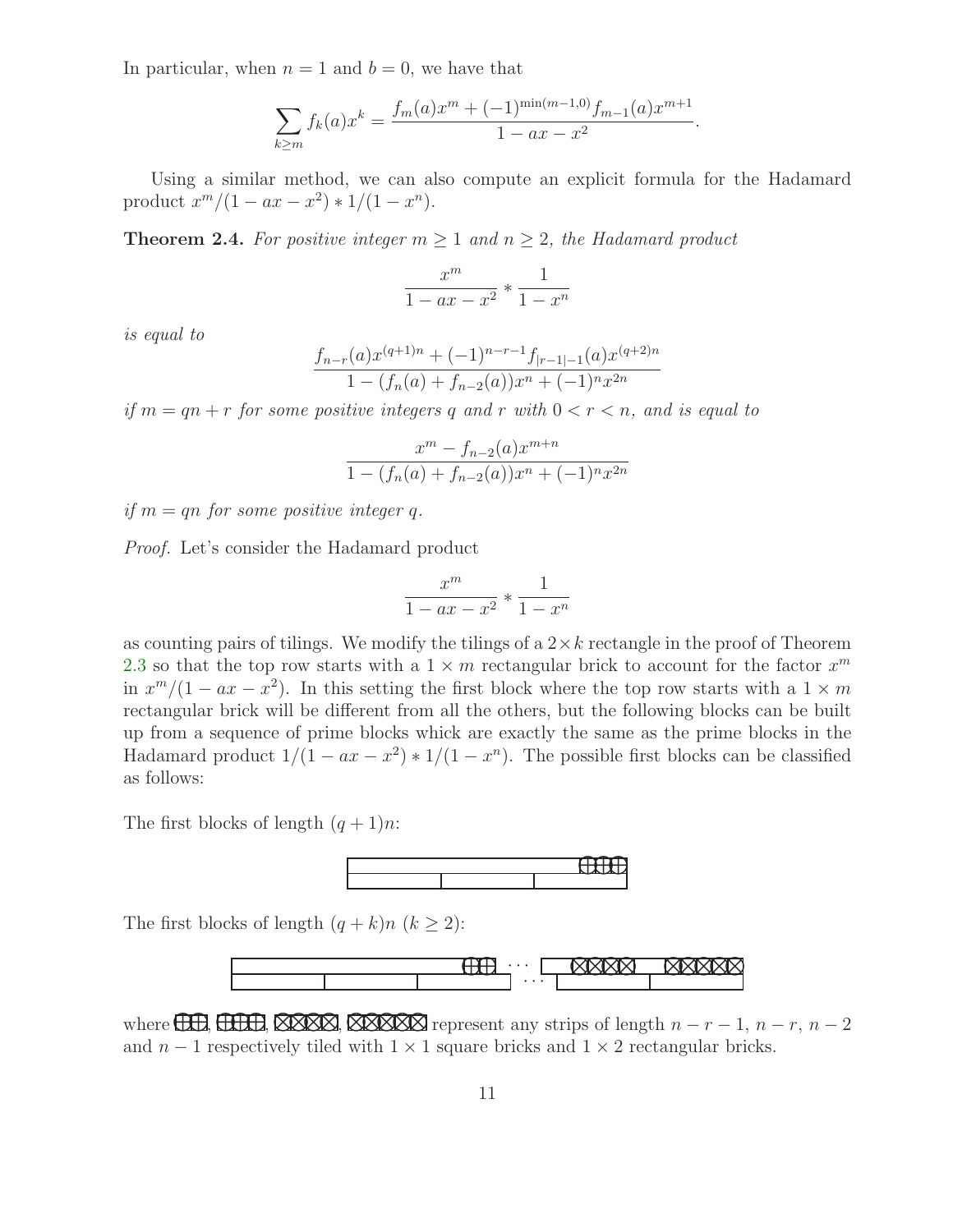In particular, when $n = 1$ and $b = 0$, we have that

$$\sum_{k\geq m} f_k(a)x^k = \frac{f_m(a)x^m + (-1)^{\min(m-1,0)}f_{m-1}(a)x^{m+1}}{1 - ax - x^2}.$$

Using a similar method, we can also compute an explicit formula for the Hadamard product $x^m/(1 - ax - x^2) * 1/(1 - x^n)$.

**Theorem 2.4.** *For positive integer $m \geq 1$ and $n \geq 2$, the Hadamard product*

$$\frac{x^m}{1 - ax - x^2} * \frac{1}{1 - x^n}$$

*is equal to*

$$\frac{f_{n-r}(a)x^{(q+1)n} + (-1)^{n-r-1}f_{|r-1|-1}(a)x^{(q+2)n}}{1 - (f_n(a) + f_{n-2}(a))x^n + (-1)^n x^{2n}}$$

*if $m = qn + r$ for some positive integers $q$ and $r$ with $0 < r < n$, and is equal to*

$$\frac{x^m - f_{n-2}(a)x^{m+n}}{1 - (f_n(a) + f_{n-2}(a))x^n + (-1)^n x^{2n}}$$

*if $m = qn$ for some positive integer $q$.*

*Proof.* Let's consider the Hadamard product

$$\frac{x^m}{1 - ax - x^2} * \frac{1}{1 - x^n}$$

as counting pairs of tilings. We modify the tilings of a $2 \times k$ rectangle in the proof of Theorem 2.3 so that the top row starts with a $1 \times m$ rectangular brick to account for the factor $x^m$ in $x^m/(1 - ax - x^2)$. In this setting the first block where the top row starts with a $1 \times m$ rectangular brick will be different from all the others, but the following blocks can be built up from a sequence of prime blocks whick are exactly the same as the prime blocks in the Hadamard product $1/(1 - ax - x^2) * 1/(1 - x^n)$. The possible first blocks can be classified as follows:

The first blocks of length $(q + 1)n$:

The first blocks of length $(q + k)n$ $(k \geq 2)$:

where ⊞⊞, ⊞⊞⊞, ⊠⊠⊠⊠, ⊠⊠⊠⊠⊠ represent any strips of length $n - r - 1$, $n - r$, $n - 2$ and $n - 1$ respectively tiled with $1 \times 1$ square bricks and $1 \times 2$ rectangular bricks.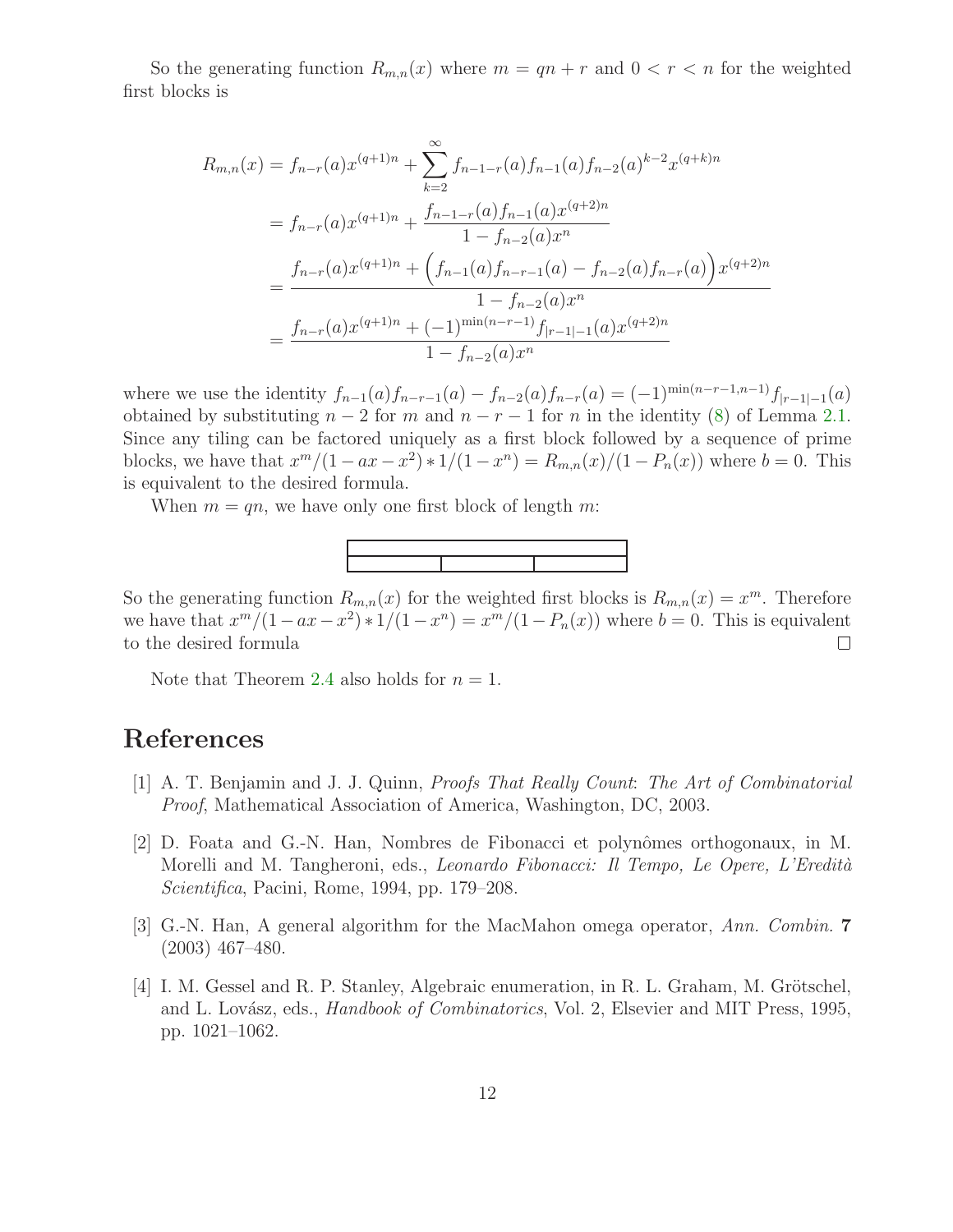So the generating function $R_{m,n}(x)$ where $m = qn + r$ and $0 < r < n$ for the weighted first blocks is

$$
\begin{aligned}
R_{m,n}(x) &= f_{n-r}(a)x^{(q+1)n} + \sum_{k=2}^{\infty} f_{n-1-r}(a) f_{n-1}(a) f_{n-2}(a)^{k-2} x^{(q+k)n} \\
&= f_{n-r}(a)x^{(q+1)n} + \frac{f_{n-1-r}(a) f_{n-1}(a) x^{(q+2)n}}{1 - f_{n-2}(a)x^n} \\
&= \frac{f_{n-r}(a)x^{(q+1)n} + \Big( f_{n-1}(a) f_{n-r-1}(a) - f_{n-2}(a) f_{n-r}(a) \Big) x^{(q+2)n}}{1 - f_{n-2}(a)x^n} \\
&= \frac{f_{n-r}(a)x^{(q+1)n} + (-1)^{\min(n-r-1)} f_{|r-1|-1}(a) x^{(q+2)n}}{1 - f_{n-2}(a)x^n}
\end{aligned}
$$

where we use the identity $f_{n-1}(a)f_{n-r-1}(a) - f_{n-2}(a)f_{n-r}(a) = (-1)^{\min(n-r-1,n-1)} f_{|r-1|-1}(a)$ obtained by substituting $n-2$ for $m$ and $n-r-1$ for $n$ in the identity (8) of Lemma 2.1. Since any tiling can be factored uniquely as a first block followed by a sequence of prime blocks, we have that $x^m/(1-ax-x^2) * 1/(1-x^n) = R_{m,n}(x)/(1-P_n(x))$ where $b = 0$. This is equivalent to the desired formula.

When $m = qn$, we have only one first block of length $m$:

So the generating function $R_{m,n}(x)$ for the weighted first blocks is $R_{m,n}(x) = x^m$. Therefore we have that $x^m/(1-ax-x^2) * 1/(1-x^n) = x^m/(1-P_n(x))$ where $b = 0$. This is equivalent to the desired formula □

Note that Theorem 2.4 also holds for $n = 1$.

# References

[1] A. T. Benjamin and J. J. Quinn, *Proofs That Really Count*: *The Art of Combinatorial Proof*, Mathematical Association of America, Washington, DC, 2003.

[2] D. Foata and G.-N. Han, Nombres de Fibonacci et polynômes orthogonaux, in M. Morelli and M. Tangheroni, eds., *Leonardo Fibonacci: Il Tempo, Le Opere, L'Eredità Scientifica*, Pacini, Rome, 1994, pp. 179–208.

[3] G.-N. Han, A general algorithm for the MacMahon omega operator, *Ann. Combin.* **7** (2003) 467–480.

[4] I. M. Gessel and R. P. Stanley, Algebraic enumeration, in R. L. Graham, M. Grötschel, and L. Lovász, eds., *Handbook of Combinatorics*, Vol. 2, Elsevier and MIT Press, 1995, pp. 1021–1062.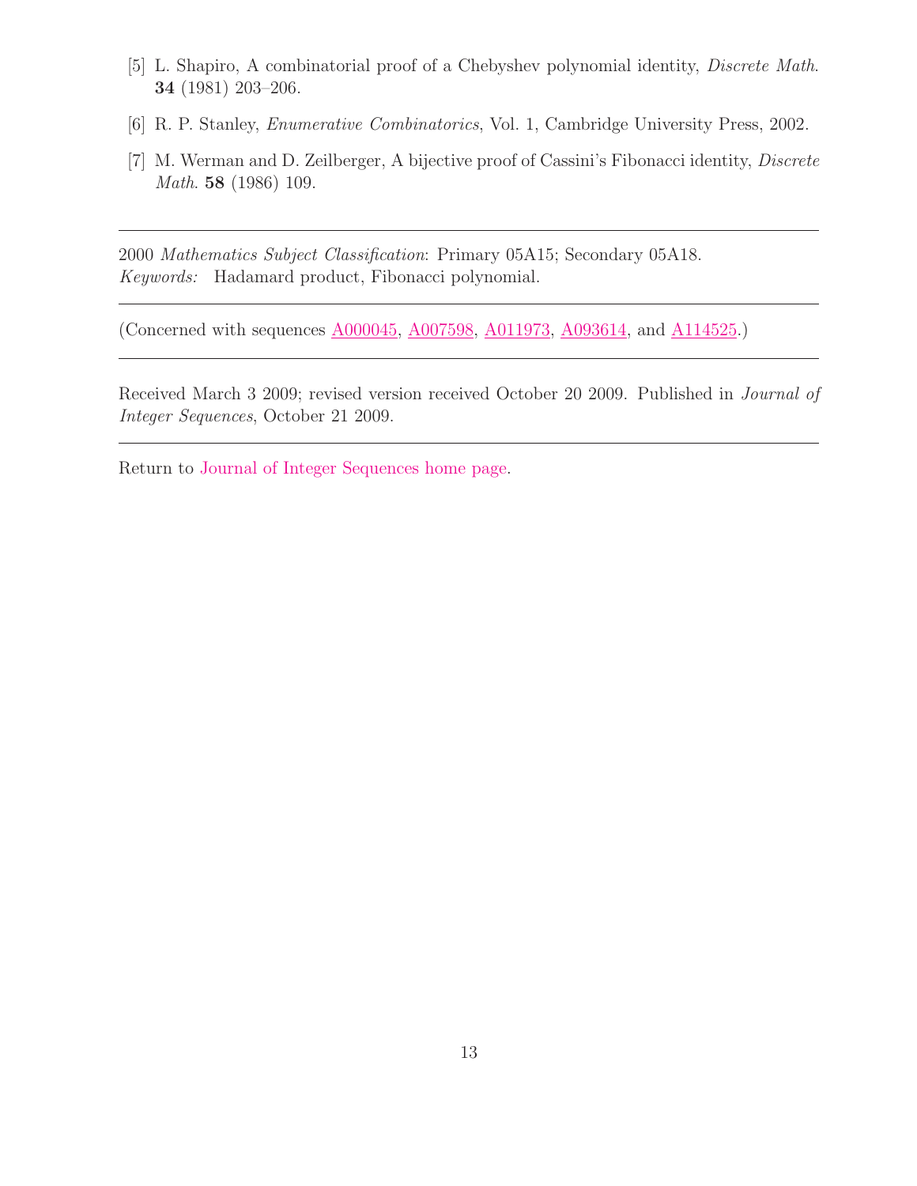[5] L. Shapiro, A combinatorial proof of a Chebyshev polynomial identity, *Discrete Math*. **34** (1981) 203–206.

[6] R. P. Stanley, *Enumerative Combinatorics*, Vol. 1, Cambridge University Press, 2002.

[7] M. Werman and D. Zeilberger, A bijective proof of Cassini's Fibonacci identity, *Discrete Math*. **58** (1986) 109.

---

2000 *Mathematics Subject Classification*: Primary 05A15; Secondary 05A18.
*Keywords:* Hadamard product, Fibonacci polynomial.

---

(Concerned with sequences A000045, A007598, A011973, A093614, and A114525.)

---

Received March 3 2009; revised version received October 20 2009. Published in *Journal of Integer Sequences*, October 21 2009.

---

Return to Journal of Integer Sequences home page.